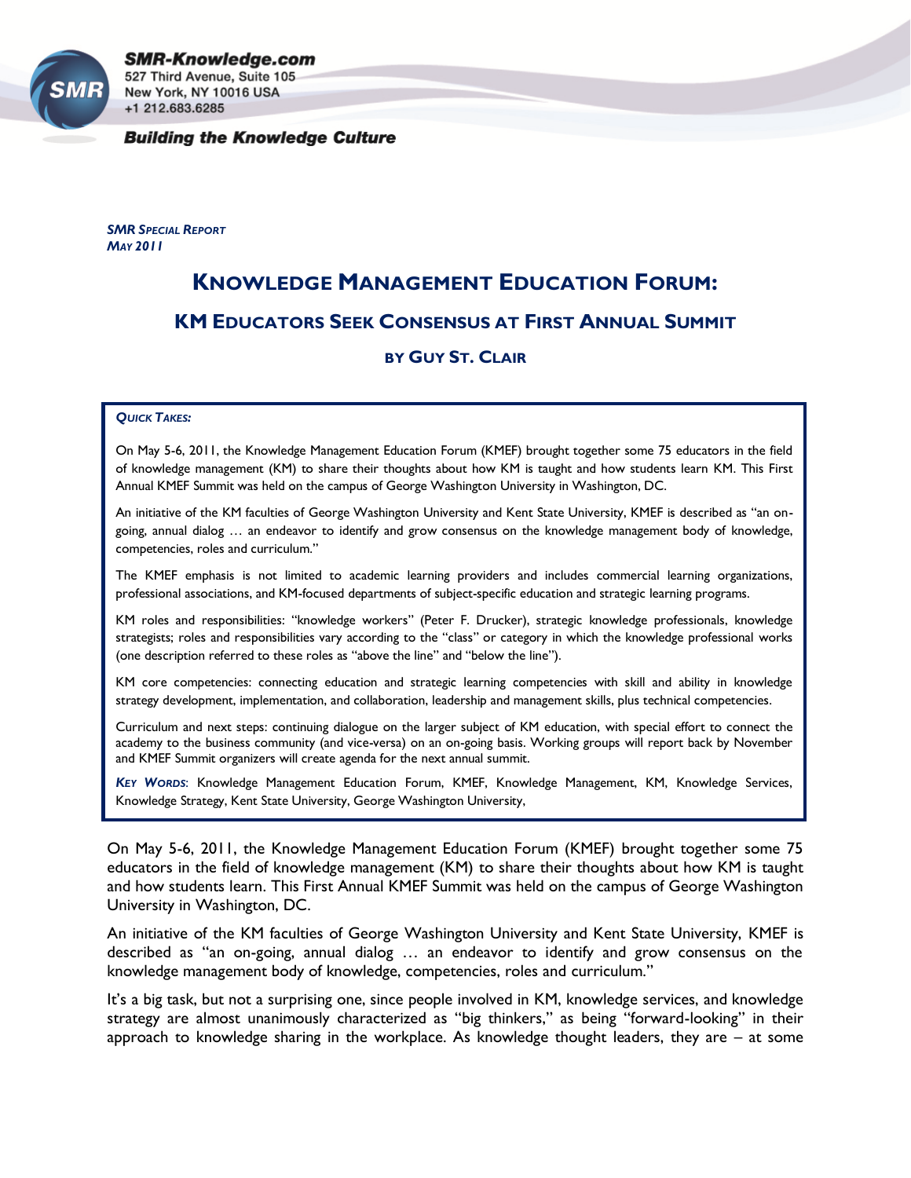**SMR-Knowledge.com**
527 Third Avenue, Suite 105
New York, NY 10016 USA
+1 212.683.6285

***Building the Knowledge Culture***

*SMR SPECIAL REPORT*
*MAY 2011*

# KNOWLEDGE MANAGEMENT EDUCATION FORUM:

## KM EDUCATORS SEEK CONSENSUS AT FIRST ANNUAL SUMMIT

### BY GUY ST. CLAIR

> *QUICK TAKES:*
>
> On May 5-6, 2011, the Knowledge Management Education Forum (KMEF) brought together some 75 educators in the field of knowledge management (KM) to share their thoughts about how KM is taught and how students learn KM. This First Annual KMEF Summit was held on the campus of George Washington University in Washington, DC.
>
> An initiative of the KM faculties of George Washington University and Kent State University, KMEF is described as "an on-going, annual dialog … an endeavor to identify and grow consensus on the knowledge management body of knowledge, competencies, roles and curriculum."
>
> The KMEF emphasis is not limited to academic learning providers and includes commercial learning organizations, professional associations, and KM-focused departments of subject-specific education and strategic learning programs.
>
> KM roles and responsibilities: "knowledge workers" (Peter F. Drucker), strategic knowledge professionals, knowledge strategists; roles and responsibilities vary according to the "class" or category in which the knowledge professional works (one description referred to these roles as "above the line" and "below the line").
>
> KM core competencies: connecting education and strategic learning competencies with skill and ability in knowledge strategy development, implementation, and collaboration, leadership and management skills, plus technical competencies.
>
> Curriculum and next steps: continuing dialogue on the larger subject of KM education, with special effort to connect the academy to the business community (and vice-versa) on an on-going basis. Working groups will report back by November and KMEF Summit organizers will create agenda for the next annual summit.
>
> *KEY WORDS*: Knowledge Management Education Forum, KMEF, Knowledge Management, KM, Knowledge Services, Knowledge Strategy, Kent State University, George Washington University,

On May 5-6, 2011, the Knowledge Management Education Forum (KMEF) brought together some 75 educators in the field of knowledge management (KM) to share their thoughts about how KM is taught and how students learn. This First Annual KMEF Summit was held on the campus of George Washington University in Washington, DC.

An initiative of the KM faculties of George Washington University and Kent State University, KMEF is described as "an on-going, annual dialog … an endeavor to identify and grow consensus on the knowledge management body of knowledge, competencies, roles and curriculum."

It's a big task, but not a surprising one, since people involved in KM, knowledge services, and knowledge strategy are almost unanimously characterized as "big thinkers," as being "forward-looking" in their approach to knowledge sharing in the workplace. As knowledge thought leaders, they are – at some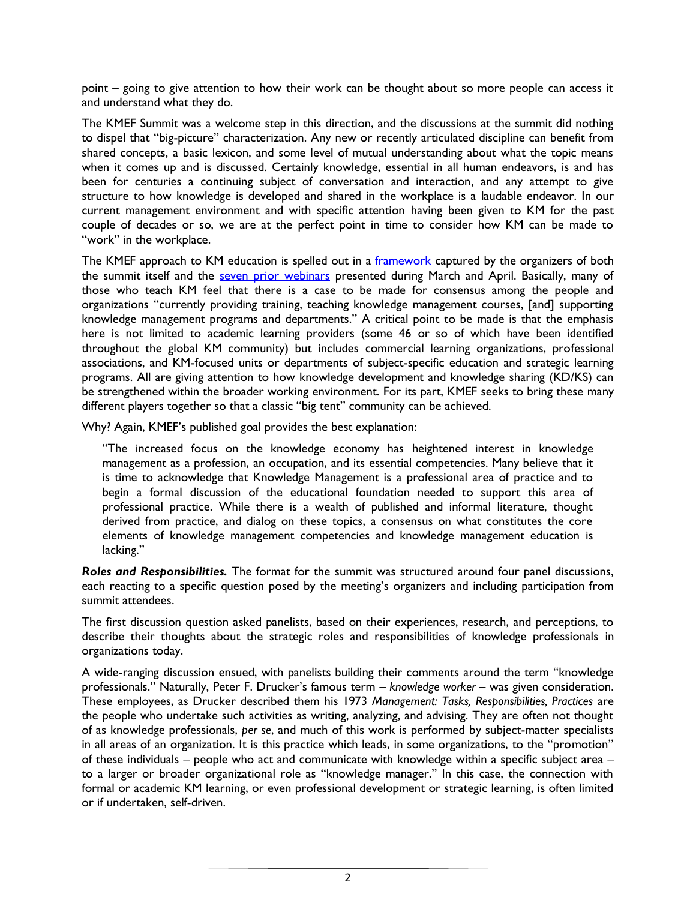point – going to give attention to how their work can be thought about so more people can access it and understand what they do.

The KMEF Summit was a welcome step in this direction, and the discussions at the summit did nothing to dispel that "big-picture" characterization. Any new or recently articulated discipline can benefit from shared concepts, a basic lexicon, and some level of mutual understanding about what the topic means when it comes up and is discussed. Certainly knowledge, essential in all human endeavors, is and has been for centuries a continuing subject of conversation and interaction, and any attempt to give structure to how knowledge is developed and shared in the workplace is a laudable endeavor. In our current management environment and with specific attention having been given to KM for the past couple of decades or so, we are at the perfect point in time to consider how KM can be made to "work" in the workplace.

The KMEF approach to KM education is spelled out in a framework captured by the organizers of both the summit itself and the seven prior webinars presented during March and April. Basically, many of those who teach KM feel that there is a case to be made for consensus among the people and organizations "currently providing training, teaching knowledge management courses, [and] supporting knowledge management programs and departments." A critical point to be made is that the emphasis here is not limited to academic learning providers (some 46 or so of which have been identified throughout the global KM community) but includes commercial learning organizations, professional associations, and KM-focused units or departments of subject-specific education and strategic learning programs. All are giving attention to how knowledge development and knowledge sharing (KD/KS) can be strengthened within the broader working environment. For its part, KMEF seeks to bring these many different players together so that a classic "big tent" community can be achieved.

Why? Again, KMEF's published goal provides the best explanation:

> "The increased focus on the knowledge economy has heightened interest in knowledge management as a profession, an occupation, and its essential competencies. Many believe that it is time to acknowledge that Knowledge Management is a professional area of practice and to begin a formal discussion of the educational foundation needed to support this area of professional practice. While there is a wealth of published and informal literature, thought derived from practice, and dialog on these topics, a consensus on what constitutes the core elements of knowledge management competencies and knowledge management education is lacking."

***Roles and Responsibilities.*** The format for the summit was structured around four panel discussions, each reacting to a specific question posed by the meeting's organizers and including participation from summit attendees.

The first discussion question asked panelists, based on their experiences, research, and perceptions, to describe their thoughts about the strategic roles and responsibilities of knowledge professionals in organizations today.

A wide-ranging discussion ensued, with panelists building their comments around the term "knowledge professionals." Naturally, Peter F. Drucker's famous term – *knowledge worker* – was given consideration. These employees, as Drucker described them his 1973 *Management: Tasks, Responsibilities, Practices* are the people who undertake such activities as writing, analyzing, and advising. They are often not thought of as knowledge professionals, *per se*, and much of this work is performed by subject-matter specialists in all areas of an organization. It is this practice which leads, in some organizations, to the "promotion" of these individuals – people who act and communicate with knowledge within a specific subject area – to a larger or broader organizational role as "knowledge manager." In this case, the connection with formal or academic KM learning, or even professional development or strategic learning, is often limited or if undertaken, self-driven.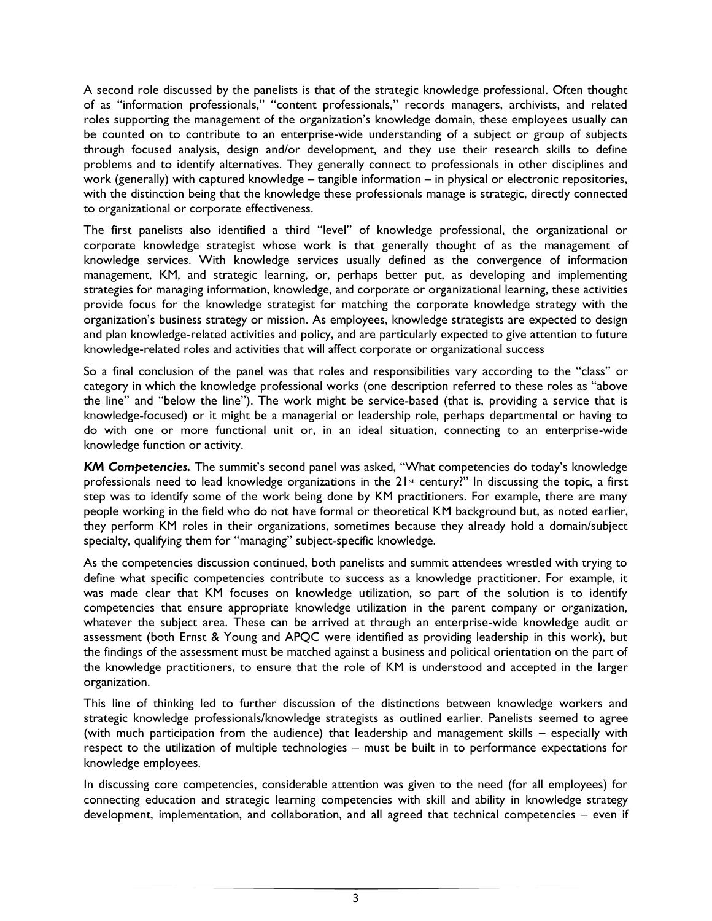A second role discussed by the panelists is that of the strategic knowledge professional. Often thought of as "information professionals," "content professionals," records managers, archivists, and related roles supporting the management of the organization's knowledge domain, these employees usually can be counted on to contribute to an enterprise-wide understanding of a subject or group of subjects through focused analysis, design and/or development, and they use their research skills to define problems and to identify alternatives. They generally connect to professionals in other disciplines and work (generally) with captured knowledge – tangible information – in physical or electronic repositories, with the distinction being that the knowledge these professionals manage is strategic, directly connected to organizational or corporate effectiveness.

The first panelists also identified a third "level" of knowledge professional, the organizational or corporate knowledge strategist whose work is that generally thought of as the management of knowledge services. With knowledge services usually defined as the convergence of information management, KM, and strategic learning, or, perhaps better put, as developing and implementing strategies for managing information, knowledge, and corporate or organizational learning, these activities provide focus for the knowledge strategist for matching the corporate knowledge strategy with the organization's business strategy or mission. As employees, knowledge strategists are expected to design and plan knowledge-related activities and policy, and are particularly expected to give attention to future knowledge-related roles and activities that will affect corporate or organizational success

So a final conclusion of the panel was that roles and responsibilities vary according to the "class" or category in which the knowledge professional works (one description referred to these roles as "above the line" and "below the line"). The work might be service-based (that is, providing a service that is knowledge-focused) or it might be a managerial or leadership role, perhaps departmental or having to do with one or more functional unit or, in an ideal situation, connecting to an enterprise-wide knowledge function or activity.

***KM Competencies.*** The summit's second panel was asked, "What competencies do today's knowledge professionals need to lead knowledge organizations in the 21st century?" In discussing the topic, a first step was to identify some of the work being done by KM practitioners. For example, there are many people working in the field who do not have formal or theoretical KM background but, as noted earlier, they perform KM roles in their organizations, sometimes because they already hold a domain/subject specialty, qualifying them for "managing" subject-specific knowledge.

As the competencies discussion continued, both panelists and summit attendees wrestled with trying to define what specific competencies contribute to success as a knowledge practitioner. For example, it was made clear that KM focuses on knowledge utilization, so part of the solution is to identify competencies that ensure appropriate knowledge utilization in the parent company or organization, whatever the subject area. These can be arrived at through an enterprise-wide knowledge audit or assessment (both Ernst & Young and APQC were identified as providing leadership in this work), but the findings of the assessment must be matched against a business and political orientation on the part of the knowledge practitioners, to ensure that the role of KM is understood and accepted in the larger organization.

This line of thinking led to further discussion of the distinctions between knowledge workers and strategic knowledge professionals/knowledge strategists as outlined earlier. Panelists seemed to agree (with much participation from the audience) that leadership and management skills – especially with respect to the utilization of multiple technologies – must be built in to performance expectations for knowledge employees.

In discussing core competencies, considerable attention was given to the need (for all employees) for connecting education and strategic learning competencies with skill and ability in knowledge strategy development, implementation, and collaboration, and all agreed that technical competencies – even if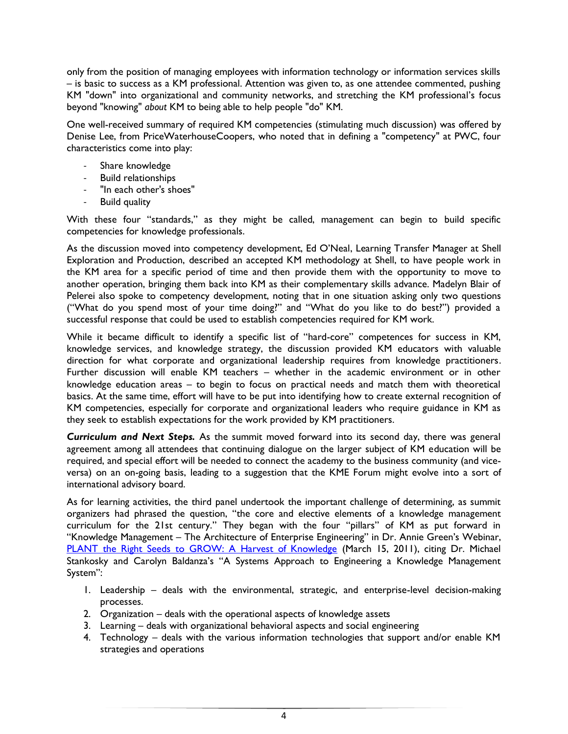only from the position of managing employees with information technology or information services skills – is basic to success as a KM professional. Attention was given to, as one attendee commented, pushing KM "down" into organizational and community networks, and stretching the KM professional's focus beyond "knowing" *about* KM to being able to help people "do" KM.

One well-received summary of required KM competencies (stimulating much discussion) was offered by Denise Lee, from PriceWaterhouseCoopers, who noted that in defining a "competency" at PWC, four characteristics come into play:

- Share knowledge
- Build relationships
- "In each other's shoes"
- Build quality

With these four "standards," as they might be called, management can begin to build specific competencies for knowledge professionals.

As the discussion moved into competency development, Ed O'Neal, Learning Transfer Manager at Shell Exploration and Production, described an accepted KM methodology at Shell, to have people work in the KM area for a specific period of time and then provide them with the opportunity to move to another operation, bringing them back into KM as their complementary skills advance. Madelyn Blair of Pelerei also spoke to competency development, noting that in one situation asking only two questions ("What do you spend most of your time doing?" and "What do you like to do best?") provided a successful response that could be used to establish competencies required for KM work.

While it became difficult to identify a specific list of "hard-core" competences for success in KM, knowledge services, and knowledge strategy, the discussion provided KM educators with valuable direction for what corporate and organizational leadership requires from knowledge practitioners. Further discussion will enable KM teachers – whether in the academic environment or in other knowledge education areas – to begin to focus on practical needs and match them with theoretical basics. At the same time, effort will have to be put into identifying how to create external recognition of KM competencies, especially for corporate and organizational leaders who require guidance in KM as they seek to establish expectations for the work provided by KM practitioners.

***Curriculum and Next Steps.*** As the summit moved forward into its second day, there was general agreement among all attendees that continuing dialogue on the larger subject of KM education will be required, and special effort will be needed to connect the academy to the business community (and vice-versa) on an on-going basis, leading to a suggestion that the KME Forum might evolve into a sort of international advisory board.

As for learning activities, the third panel undertook the important challenge of determining, as summit organizers had phrased the question, "the core and elective elements of a knowledge management curriculum for the 21st century." They began with the four "pillars" of KM as put forward in "Knowledge Management – The Architecture of Enterprise Engineering" in Dr. Annie Green's Webinar, [PLANT the Right Seeds to GROW: A Harvest of Knowledge] (March 15, 2011), citing Dr. Michael Stankosky and Carolyn Baldanza's "A Systems Approach to Engineering a Knowledge Management System":

1. Leadership – deals with the environmental, strategic, and enterprise-level decision-making processes.
2. Organization – deals with the operational aspects of knowledge assets
3. Learning – deals with organizational behavioral aspects and social engineering
4. Technology – deals with the various information technologies that support and/or enable KM strategies and operations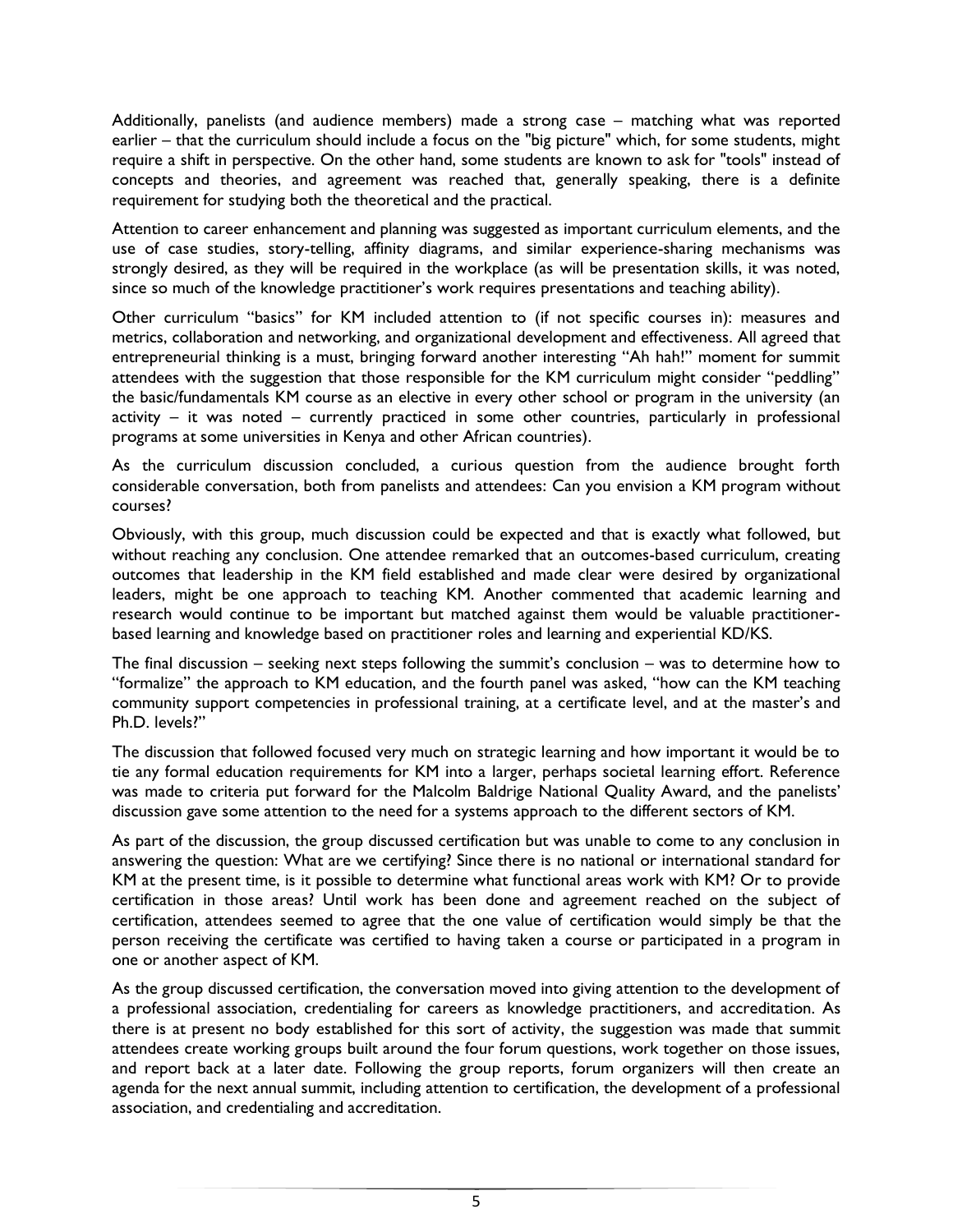Additionally, panelists (and audience members) made a strong case – matching what was reported earlier – that the curriculum should include a focus on the "big picture" which, for some students, might require a shift in perspective. On the other hand, some students are known to ask for "tools" instead of concepts and theories, and agreement was reached that, generally speaking, there is a definite requirement for studying both the theoretical and the practical.

Attention to career enhancement and planning was suggested as important curriculum elements, and the use of case studies, story-telling, affinity diagrams, and similar experience-sharing mechanisms was strongly desired, as they will be required in the workplace (as will be presentation skills, it was noted, since so much of the knowledge practitioner's work requires presentations and teaching ability).

Other curriculum "basics" for KM included attention to (if not specific courses in): measures and metrics, collaboration and networking, and organizational development and effectiveness. All agreed that entrepreneurial thinking is a must, bringing forward another interesting "Ah hah!" moment for summit attendees with the suggestion that those responsible for the KM curriculum might consider "peddling" the basic/fundamentals KM course as an elective in every other school or program in the university (an activity – it was noted – currently practiced in some other countries, particularly in professional programs at some universities in Kenya and other African countries).

As the curriculum discussion concluded, a curious question from the audience brought forth considerable conversation, both from panelists and attendees: Can you envision a KM program without courses?

Obviously, with this group, much discussion could be expected and that is exactly what followed, but without reaching any conclusion. One attendee remarked that an outcomes-based curriculum, creating outcomes that leadership in the KM field established and made clear were desired by organizational leaders, might be one approach to teaching KM. Another commented that academic learning and research would continue to be important but matched against them would be valuable practitioner-based learning and knowledge based on practitioner roles and learning and experiential KD/KS.

The final discussion – seeking next steps following the summit's conclusion – was to determine how to "formalize" the approach to KM education, and the fourth panel was asked, "how can the KM teaching community support competencies in professional training, at a certificate level, and at the master's and Ph.D. levels?"

The discussion that followed focused very much on strategic learning and how important it would be to tie any formal education requirements for KM into a larger, perhaps societal learning effort. Reference was made to criteria put forward for the Malcolm Baldrige National Quality Award, and the panelists' discussion gave some attention to the need for a systems approach to the different sectors of KM.

As part of the discussion, the group discussed certification but was unable to come to any conclusion in answering the question: What are we certifying? Since there is no national or international standard for KM at the present time, is it possible to determine what functional areas work with KM? Or to provide certification in those areas? Until work has been done and agreement reached on the subject of certification, attendees seemed to agree that the one value of certification would simply be that the person receiving the certificate was certified to having taken a course or participated in a program in one or another aspect of KM.

As the group discussed certification, the conversation moved into giving attention to the development of a professional association, credentialing for careers as knowledge practitioners, and accreditation. As there is at present no body established for this sort of activity, the suggestion was made that summit attendees create working groups built around the four forum questions, work together on those issues, and report back at a later date. Following the group reports, forum organizers will then create an agenda for the next annual summit, including attention to certification, the development of a professional association, and credentialing and accreditation.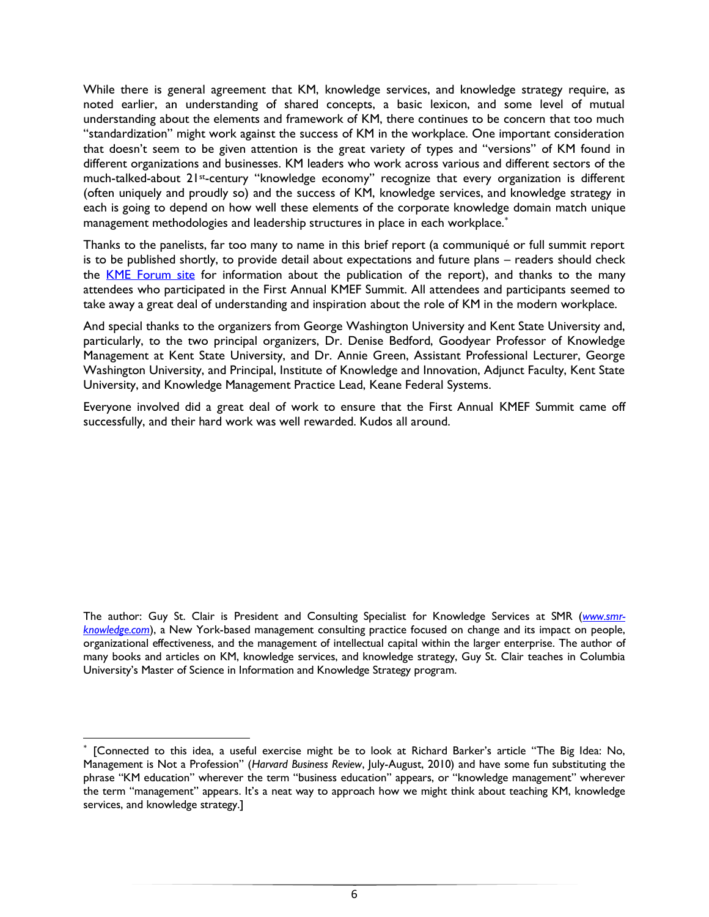While there is general agreement that KM, knowledge services, and knowledge strategy require, as noted earlier, an understanding of shared concepts, a basic lexicon, and some level of mutual understanding about the elements and framework of KM, there continues to be concern that too much "standardization" might work against the success of KM in the workplace. One important consideration that doesn't seem to be given attention is the great variety of types and "versions" of KM found in different organizations and businesses. KM leaders who work across various and different sectors of the much-talked-about 21st-century "knowledge economy" recognize that every organization is different (often uniquely and proudly so) and the success of KM, knowledge services, and knowledge strategy in each is going to depend on how well these elements of the corporate knowledge domain match unique management methodologies and leadership structures in place in each workplace.*

Thanks to the panelists, far too many to name in this brief report (a communiqué or full summit report is to be published shortly, to provide detail about expectations and future plans – readers should check the [KME Forum site] for information about the publication of the report), and thanks to the many attendees who participated in the First Annual KMEF Summit. All attendees and participants seemed to take away a great deal of understanding and inspiration about the role of KM in the modern workplace.

And special thanks to the organizers from George Washington University and Kent State University and, particularly, to the two principal organizers, Dr. Denise Bedford, Goodyear Professor of Knowledge Management at Kent State University, and Dr. Annie Green, Assistant Professional Lecturer, George Washington University, and Principal, Institute of Knowledge and Innovation, Adjunct Faculty, Kent State University, and Knowledge Management Practice Lead, Keane Federal Systems.

Everyone involved did a great deal of work to ensure that the First Annual KMEF Summit came off successfully, and their hard work was well rewarded. Kudos all around.

The author: Guy St. Clair is President and Consulting Specialist for Knowledge Services at SMR (*www.smr-knowledge.com*), a New York-based management consulting practice focused on change and its impact on people, organizational effectiveness, and the management of intellectual capital within the larger enterprise. The author of many books and articles on KM, knowledge services, and knowledge strategy, Guy St. Clair teaches in Columbia University's Master of Science in Information and Knowledge Strategy program.

---

* [Connected to this idea, a useful exercise might be to look at Richard Barker's article "The Big Idea: No, Management is Not a Profession" (*Harvard Business Review*, July-August, 2010) and have some fun substituting the phrase "KM education" wherever the term "business education" appears, or "knowledge management" wherever the term "management" appears. It's a neat way to approach how we might think about teaching KM, knowledge services, and knowledge strategy.]